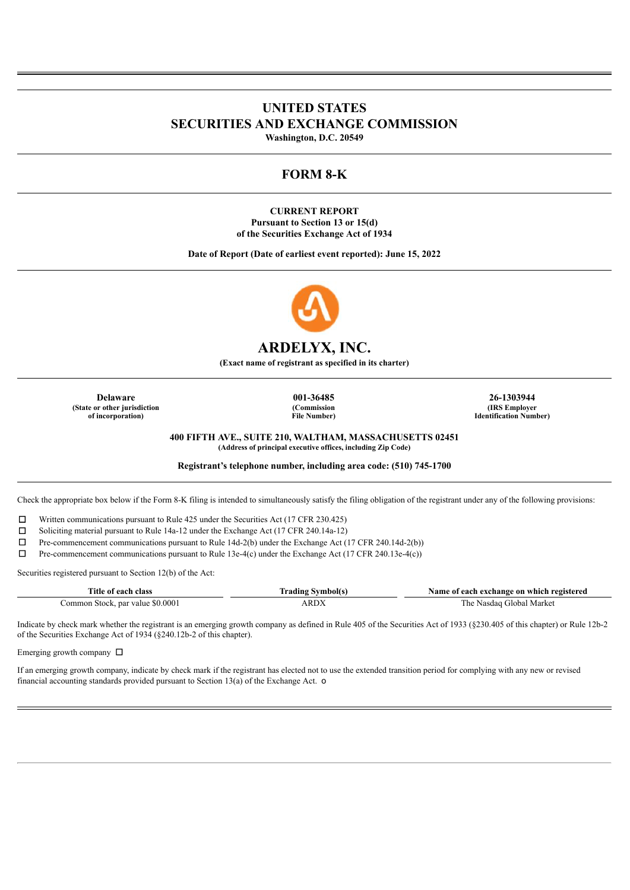# UNITED STATES
# SECURITIES AND EXCHANGE COMMISSION
**Washington, D.C. 20549**

## FORM 8-K

**CURRENT REPORT**
**Pursuant to Section 13 or 15(d)**
**of the Securities Exchange Act of 1934**

**Date of Report (Date of earliest event reported): June 15, 2022**

# ARDELYX, INC.
**(Exact name of registrant as specified in its charter)**

| **Delaware** | **001-36485** | **26-1303944** |
|---|---|---|
| **(State or other jurisdiction of incorporation)** | **(Commission File Number)** | **(IRS Employer Identification Number)** |

**400 FIFTH AVE., SUITE 210, WALTHAM, MASSACHUSETTS 02451**
**(Address of principal executive offices, including Zip Code)**

**Registrant's telephone number, including area code: (510) 745-1700**

Check the appropriate box below if the Form 8-K filing is intended to simultaneously satisfy the filing obligation of the registrant under any of the following provisions:

☐ Written communications pursuant to Rule 425 under the Securities Act (17 CFR 230.425)
☐ Soliciting material pursuant to Rule 14a-12 under the Exchange Act (17 CFR 240.14a-12)
☐ Pre-commencement communications pursuant to Rule 14d-2(b) under the Exchange Act (17 CFR 240.14d-2(b))
☐ Pre-commencement communications pursuant to Rule 13e-4(c) under the Exchange Act (17 CFR 240.13e-4(c))

Securities registered pursuant to Section 12(b) of the Act:

| Title of each class | Trading Symbol(s) | Name of each exchange on which registered |
|---|---|---|
| Common Stock, par value $0.0001 | ARDX | The Nasdaq Global Market |

Indicate by check mark whether the registrant is an emerging growth company as defined in Rule 405 of the Securities Act of 1933 (§230.405 of this chapter) or Rule 12b-2 of the Securities Exchange Act of 1934 (§240.12b-2 of this chapter).

Emerging growth company ☐

If an emerging growth company, indicate by check mark if the registrant has elected not to use the extended transition period for complying with any new or revised financial accounting standards provided pursuant to Section 13(a) of the Exchange Act. o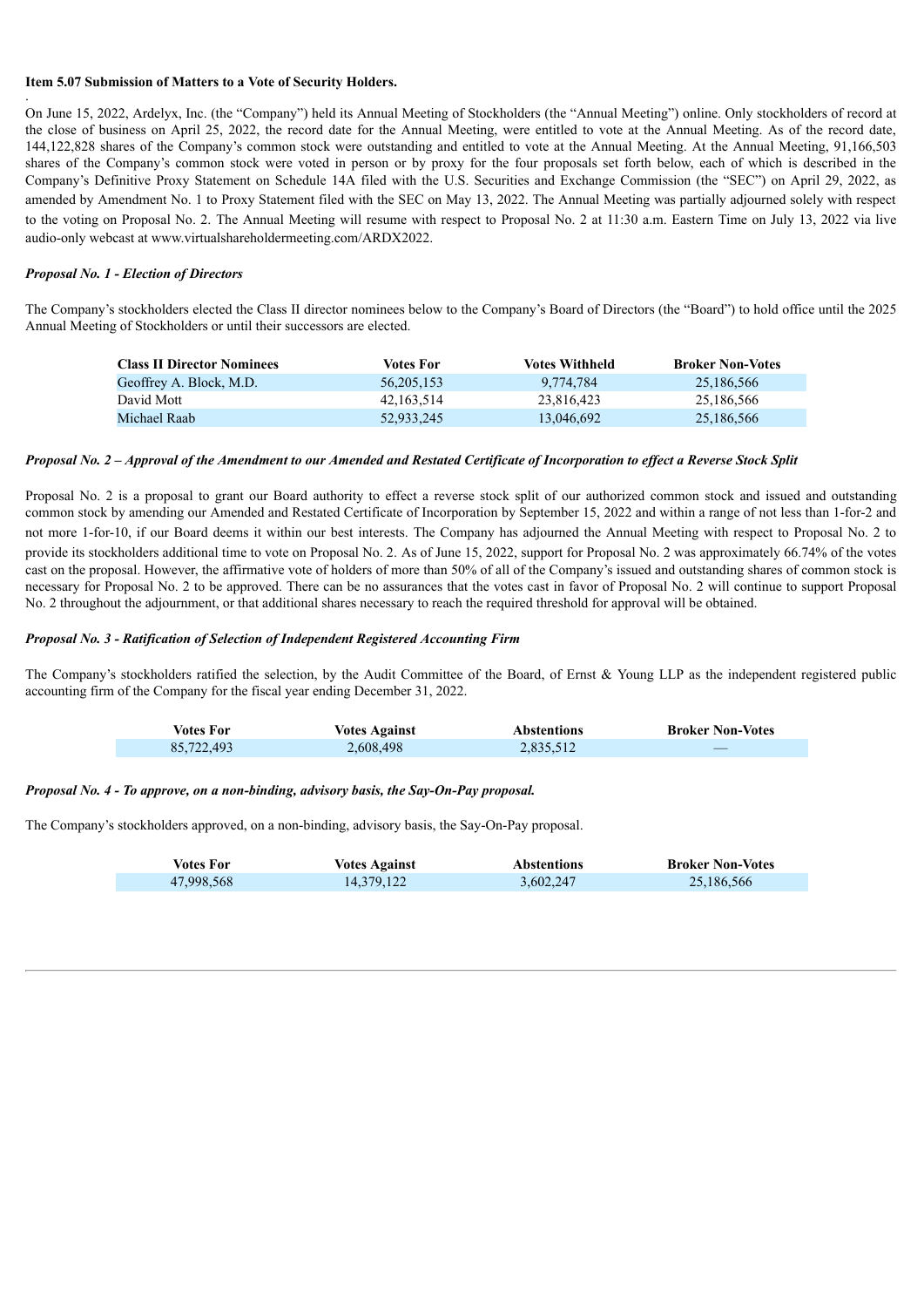**Item 5.07 Submission of Matters to a Vote of Security Holders.**

On June 15, 2022, Ardelyx, Inc. (the "Company") held its Annual Meeting of Stockholders (the "Annual Meeting") online. Only stockholders of record at the close of business on April 25, 2022, the record date for the Annual Meeting, were entitled to vote at the Annual Meeting. As of the record date, 144,122,828 shares of the Company's common stock were outstanding and entitled to vote at the Annual Meeting. At the Annual Meeting, 91,166,503 shares of the Company's common stock were voted in person or by proxy for the four proposals set forth below, each of which is described in the Company's Definitive Proxy Statement on Schedule 14A filed with the U.S. Securities and Exchange Commission (the "SEC") on April 29, 2022, as amended by Amendment No. 1 to Proxy Statement filed with the SEC on May 13, 2022. The Annual Meeting was partially adjourned solely with respect to the voting on Proposal No. 2. The Annual Meeting will resume with respect to Proposal No. 2 at 11:30 a.m. Eastern Time on July 13, 2022 via live audio-only webcast at www.virtualshareholdermeeting.com/ARDX2022.

***Proposal No. 1 - Election of Directors***

The Company's stockholders elected the Class II director nominees below to the Company's Board of Directors (the "Board") to hold office until the 2025 Annual Meeting of Stockholders or until their successors are elected.

| Class II Director Nominees | Votes For | Votes Withheld | Broker Non-Votes |
|---|---|---|---|
| Geoffrey A. Block, M.D. | 56,205,153 | 9,774,784 | 25,186,566 |
| David Mott | 42,163,514 | 23,816,423 | 25,186,566 |
| Michael Raab | 52,933,245 | 13,046,692 | 25,186,566 |

***Proposal No. 2 – Approval of the Amendment to our Amended and Restated Certificate of Incorporation to effect a Reverse Stock Split***

Proposal No. 2 is a proposal to grant our Board authority to effect a reverse stock split of our authorized common stock and issued and outstanding common stock by amending our Amended and Restated Certificate of Incorporation by September 15, 2022 and within a range of not less than 1-for-2 and not more 1-for-10, if our Board deems it within our best interests. The Company has adjourned the Annual Meeting with respect to Proposal No. 2 to provide its stockholders additional time to vote on Proposal No. 2. As of June 15, 2022, support for Proposal No. 2 was approximately 66.74% of the votes cast on the proposal. However, the affirmative vote of holders of more than 50% of all of the Company's issued and outstanding shares of common stock is necessary for Proposal No. 2 to be approved. There can be no assurances that the votes cast in favor of Proposal No. 2 will continue to support Proposal No. 2 throughout the adjournment, or that additional shares necessary to reach the required threshold for approval will be obtained.

***Proposal No. 3 - Ratification of Selection of Independent Registered Accounting Firm***

The Company's stockholders ratified the selection, by the Audit Committee of the Board, of Ernst & Young LLP as the independent registered public accounting firm of the Company for the fiscal year ending December 31, 2022.

| Votes For | Votes Against | Abstentions | Broker Non-Votes |
|---|---|---|---|
| 85,722,493 | 2,608,498 | 2,835,512 | — |

***Proposal No. 4 - To approve, on a non-binding, advisory basis, the Say-On-Pay proposal.***

The Company's stockholders approved, on a non-binding, advisory basis, the Say-On-Pay proposal.

| Votes For | Votes Against | Abstentions | Broker Non-Votes |
|---|---|---|---|
| 47,998,568 | 14,379,122 | 3,602,247 | 25,186,566 |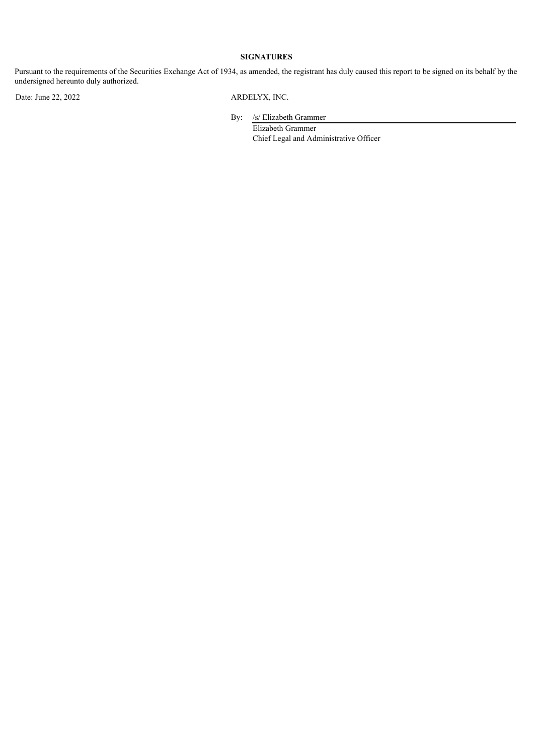**SIGNATURES**

Pursuant to the requirements of the Securities Exchange Act of 1934, as amended, the registrant has duly caused this report to be signed on its behalf by the undersigned hereunto duly authorized.

Date: June 22, 2022

ARDELYX, INC.

By: /s/ Elizabeth Grammer

Elizabeth Grammer

Chief Legal and Administrative Officer